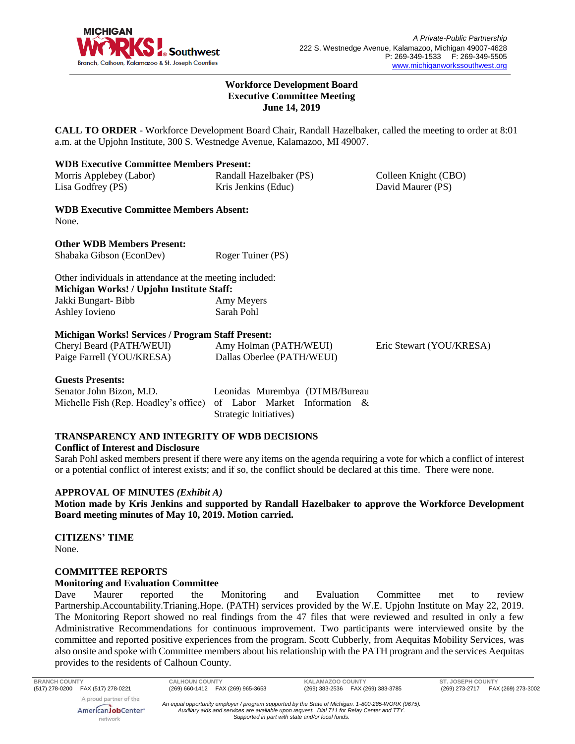A Private-Public Partnership
222 S. Westnedge Avenue, Kalamazoo, Michigan 49007-4628
P: 269-349-1533 F: 269-349-5505
www.michiganworkssouthwest.org

**Workforce Development Board**
**Executive Committee Meeting**
**June 14, 2019**

**CALL TO ORDER** - Workforce Development Board Chair, Randall Hazelbaker, called the meeting to order at 8:01 a.m. at the Upjohn Institute, 300 S. Westnedge Avenue, Kalamazoo, MI 49007.

**WDB Executive Committee Members Present:**

| | | |
|---|---|---|
| Morris Applebey (Labor) | Randall Hazelbaker (PS) | Colleen Knight (CBO) |
| Lisa Godfrey (PS) | Kris Jenkins (Educ) | David Maurer (PS) |

**WDB Executive Committee Members Absent:**
None.

**Other WDB Members Present:**
Shabaka Gibson (EconDev) Roger Tuiner (PS)

Other individuals in attendance at the meeting included:

**Michigan Works! / Upjohn Institute Staff:**

| | |
|---|---|
| Jakki Bungart- Bibb | Amy Meyers |
| Ashley Iovieno | Sarah Pohl |

**Michigan Works! Services / Program Staff Present:**

| | | |
|---|---|---|
| Cheryl Beard (PATH/WEUI) | Amy Holman (PATH/WEUI) | Eric Stewart (YOU/KRESA) |
| Paige Farrell (YOU/KRESA) | Dallas Oberlee (PATH/WEUI) | |

**Guests Presents:**

| | |
|---|---|
| Senator John Bizon, M.D. | Leonidas Murembya (DTMB/Bureau of Labor Market Information & Strategic Initiatives) |
| Michelle Fish (Rep. Hoadley's office) | |

**TRANSPARENCY AND INTEGRITY OF WDB DECISIONS**

**Conflict of Interest and Disclosure**

Sarah Pohl asked members present if there were any items on the agenda requiring a vote for which a conflict of interest or a potential conflict of interest exists; and if so, the conflict should be declared at this time. There were none.

**APPROVAL OF MINUTES** ***(Exhibit A)***

**Motion made by Kris Jenkins and supported by Randall Hazelbaker to approve the Workforce Development Board meeting minutes of May 10, 2019. Motion carried.**

**CITIZENS' TIME**

None.

**COMMITTEE REPORTS**

**Monitoring and Evaluation Committee**

Dave Maurer reported the Monitoring and Evaluation Committee met to review Partnership.Accountability.Trianing.Hope. (PATH) services provided by the W.E. Upjohn Institute on May 22, 2019. The Monitoring Report showed no real findings from the 47 files that were reviewed and resulted in only a few Administrative Recommendations for continuous improvement. Two participants were interviewed onsite by the committee and reported positive experiences from the program. Scott Cubberly, from Aequitas Mobility Services, was also onsite and spoke with Committee members about his relationship with the PATH program and the services Aequitas provides to the residents of Calhoun County.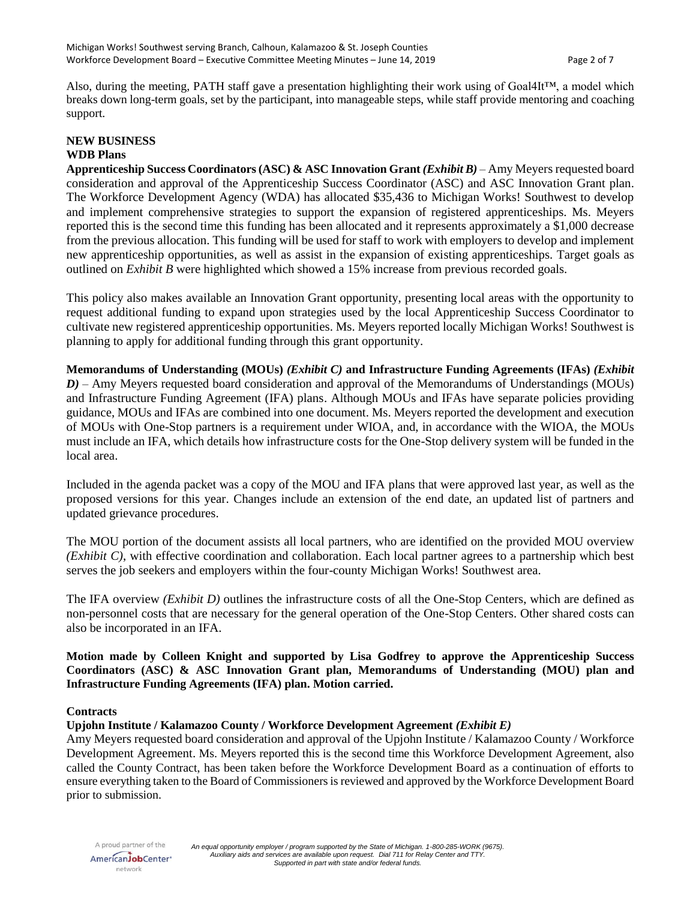Also, during the meeting, PATH staff gave a presentation highlighting their work using of Goal4It™, a model which breaks down long-term goals, set by the participant, into manageable steps, while staff provide mentoring and coaching support.

**NEW BUSINESS**

**WDB Plans**

**Apprenticeship Success Coordinators (ASC) & ASC Innovation Grant *(Exhibit B)*** – Amy Meyers requested board consideration and approval of the Apprenticeship Success Coordinator (ASC) and ASC Innovation Grant plan. The Workforce Development Agency (WDA) has allocated $35,436 to Michigan Works! Southwest to develop and implement comprehensive strategies to support the expansion of registered apprenticeships. Ms. Meyers reported this is the second time this funding has been allocated and it represents approximately a $1,000 decrease from the previous allocation. This funding will be used for staff to work with employers to develop and implement new apprenticeship opportunities, as well as assist in the expansion of existing apprenticeships. Target goals as outlined on *Exhibit B* were highlighted which showed a 15% increase from previous recorded goals.

This policy also makes available an Innovation Grant opportunity, presenting local areas with the opportunity to request additional funding to expand upon strategies used by the local Apprenticeship Success Coordinator to cultivate new registered apprenticeship opportunities. Ms. Meyers reported locally Michigan Works! Southwest is planning to apply for additional funding through this grant opportunity.

**Memorandums of Understanding (MOUs) *(Exhibit C)* and Infrastructure Funding Agreements (IFAs) *(Exhibit D)*** – Amy Meyers requested board consideration and approval of the Memorandums of Understandings (MOUs) and Infrastructure Funding Agreement (IFA) plans. Although MOUs and IFAs have separate policies providing guidance, MOUs and IFAs are combined into one document. Ms. Meyers reported the development and execution of MOUs with One-Stop partners is a requirement under WIOA, and, in accordance with the WIOA, the MOUs must include an IFA, which details how infrastructure costs for the One-Stop delivery system will be funded in the local area.

Included in the agenda packet was a copy of the MOU and IFA plans that were approved last year, as well as the proposed versions for this year. Changes include an extension of the end date, an updated list of partners and updated grievance procedures.

The MOU portion of the document assists all local partners, who are identified on the provided MOU overview *(Exhibit C)*, with effective coordination and collaboration. Each local partner agrees to a partnership which best serves the job seekers and employers within the four-county Michigan Works! Southwest area.

The IFA overview *(Exhibit D)* outlines the infrastructure costs of all the One-Stop Centers, which are defined as non-personnel costs that are necessary for the general operation of the One-Stop Centers. Other shared costs can also be incorporated in an IFA.

**Motion made by Colleen Knight and supported by Lisa Godfrey to approve the Apprenticeship Success Coordinators (ASC) & ASC Innovation Grant plan, Memorandums of Understanding (MOU) plan and Infrastructure Funding Agreements (IFA) plan. Motion carried.**

**Contracts**

**Upjohn Institute / Kalamazoo County / Workforce Development Agreement *(Exhibit E)***

Amy Meyers requested board consideration and approval of the Upjohn Institute / Kalamazoo County / Workforce Development Agreement. Ms. Meyers reported this is the second time this Workforce Development Agreement, also called the County Contract, has been taken before the Workforce Development Board as a continuation of efforts to ensure everything taken to the Board of Commissioners is reviewed and approved by the Workforce Development Board prior to submission.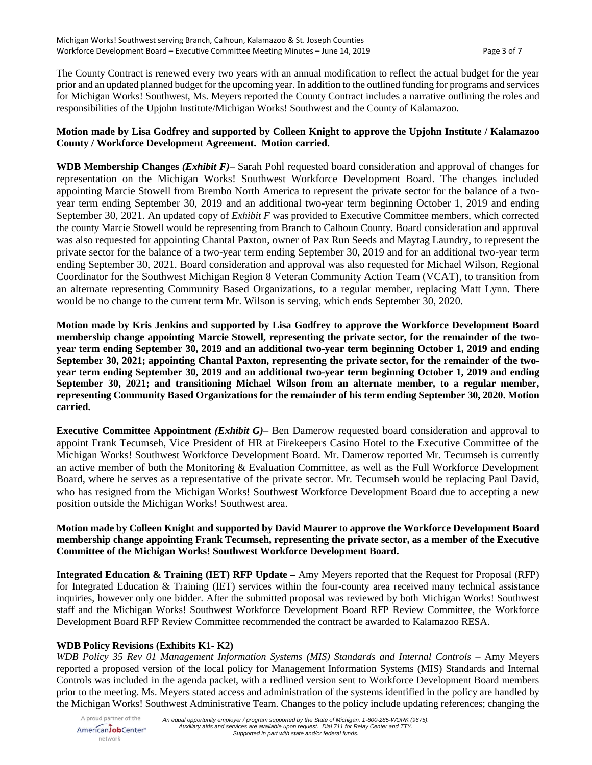The County Contract is renewed every two years with an annual modification to reflect the actual budget for the year prior and an updated planned budget for the upcoming year. In addition to the outlined funding for programs and services for Michigan Works! Southwest, Ms. Meyers reported the County Contract includes a narrative outlining the roles and responsibilities of the Upjohn Institute/Michigan Works! Southwest and the County of Kalamazoo.

**Motion made by Lisa Godfrey and supported by Colleen Knight to approve the Upjohn Institute / Kalamazoo County / Workforce Development Agreement. Motion carried.**

**WDB Membership Changes *(Exhibit F)***– Sarah Pohl requested board consideration and approval of changes for representation on the Michigan Works! Southwest Workforce Development Board. The changes included appointing Marcie Stowell from Brembo North America to represent the private sector for the balance of a two-year term ending September 30, 2019 and an additional two-year term beginning October 1, 2019 and ending September 30, 2021. An updated copy of *Exhibit F* was provided to Executive Committee members, which corrected the county Marcie Stowell would be representing from Branch to Calhoun County. Board consideration and approval was also requested for appointing Chantal Paxton, owner of Pax Run Seeds and Maytag Laundry, to represent the private sector for the balance of a two-year term ending September 30, 2019 and for an additional two-year term ending September 30, 2021. Board consideration and approval was also requested for Michael Wilson, Regional Coordinator for the Southwest Michigan Region 8 Veteran Community Action Team (VCAT), to transition from an alternate representing Community Based Organizations, to a regular member, replacing Matt Lynn. There would be no change to the current term Mr. Wilson is serving, which ends September 30, 2020.

**Motion made by Kris Jenkins and supported by Lisa Godfrey to approve the Workforce Development Board membership change appointing Marcie Stowell, representing the private sector, for the remainder of the two-year term ending September 30, 2019 and an additional two-year term beginning October 1, 2019 and ending September 30, 2021; appointing Chantal Paxton, representing the private sector, for the remainder of the two-year term ending September 30, 2019 and an additional two-year term beginning October 1, 2019 and ending September 30, 2021; and transitioning Michael Wilson from an alternate member, to a regular member, representing Community Based Organizations for the remainder of his term ending September 30, 2020. Motion carried.**

**Executive Committee Appointment *(Exhibit G)***– Ben Damerow requested board consideration and approval to appoint Frank Tecumseh, Vice President of HR at Firekeepers Casino Hotel to the Executive Committee of the Michigan Works! Southwest Workforce Development Board. Mr. Damerow reported Mr. Tecumseh is currently an active member of both the Monitoring & Evaluation Committee, as well as the Full Workforce Development Board, where he serves as a representative of the private sector. Mr. Tecumseh would be replacing Paul David, who has resigned from the Michigan Works! Southwest Workforce Development Board due to accepting a new position outside the Michigan Works! Southwest area.

**Motion made by Colleen Knight and supported by David Maurer to approve the Workforce Development Board membership change appointing Frank Tecumseh, representing the private sector, as a member of the Executive Committee of the Michigan Works! Southwest Workforce Development Board.**

**Integrated Education & Training (IET) RFP Update –** Amy Meyers reported that the Request for Proposal (RFP) for Integrated Education & Training (IET) services within the four-county area received many technical assistance inquiries, however only one bidder. After the submitted proposal was reviewed by both Michigan Works! Southwest staff and the Michigan Works! Southwest Workforce Development Board RFP Review Committee, the Workforce Development Board RFP Review Committee recommended the contract be awarded to Kalamazoo RESA.

**WDB Policy Revisions (Exhibits K1- K2)**

*WDB Policy 35 Rev 01 Management Information Systems (MIS) Standards and Internal Controls* – Amy Meyers reported a proposed version of the local policy for Management Information Systems (MIS) Standards and Internal Controls was included in the agenda packet, with a redlined version sent to Workforce Development Board members prior to the meeting. Ms. Meyers stated access and administration of the systems identified in the policy are handled by the Michigan Works! Southwest Administrative Team. Changes to the policy include updating references; changing the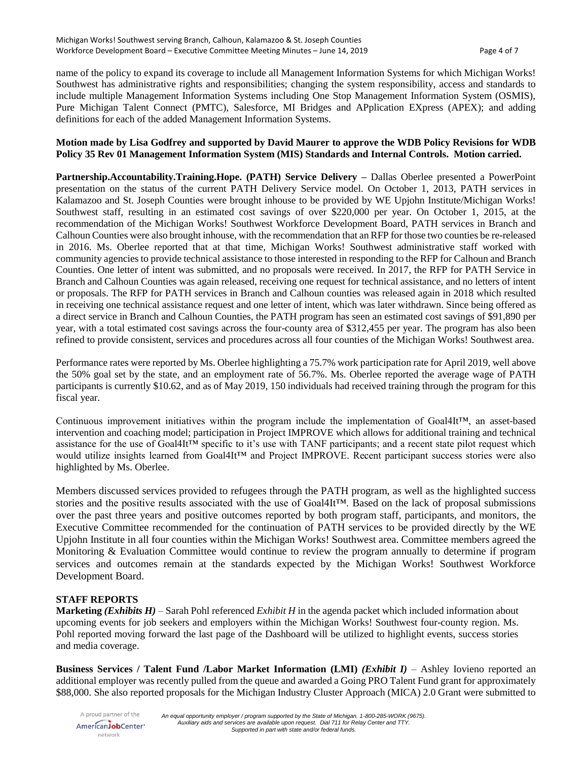name of the policy to expand its coverage to include all Management Information Systems for which Michigan Works! Southwest has administrative rights and responsibilities; changing the system responsibility, access and standards to include multiple Management Information Systems including One Stop Management Information System (OSMIS), Pure Michigan Talent Connect (PMTC), Salesforce, MI Bridges and APplication EXpress (APEX); and adding definitions for each of the added Management Information Systems.

**Motion made by Lisa Godfrey and supported by David Maurer to approve the WDB Policy Revisions for WDB Policy 35 Rev 01 Management Information System (MIS) Standards and Internal Controls. Motion carried.**

**Partnership.Accountability.Training.Hope. (PATH) Service Delivery –** Dallas Oberlee presented a PowerPoint presentation on the status of the current PATH Delivery Service model. On October 1, 2013, PATH services in Kalamazoo and St. Joseph Counties were brought inhouse to be provided by WE Upjohn Institute/Michigan Works! Southwest staff, resulting in an estimated cost savings of over $220,000 per year. On October 1, 2015, at the recommendation of the Michigan Works! Southwest Workforce Development Board, PATH services in Branch and Calhoun Counties were also brought inhouse, with the recommendation that an RFP for those two counties be re-released in 2016. Ms. Oberlee reported that at that time, Michigan Works! Southwest administrative staff worked with community agencies to provide technical assistance to those interested in responding to the RFP for Calhoun and Branch Counties. One letter of intent was submitted, and no proposals were received. In 2017, the RFP for PATH Service in Branch and Calhoun Counties was again released, receiving one request for technical assistance, and no letters of intent or proposals. The RFP for PATH services in Branch and Calhoun counties was released again in 2018 which resulted in receiving one technical assistance request and one letter of intent, which was later withdrawn. Since being offered as a direct service in Branch and Calhoun Counties, the PATH program has seen an estimated cost savings of $91,890 per year, with a total estimated cost savings across the four-county area of $312,455 per year. The program has also been refined to provide consistent, services and procedures across all four counties of the Michigan Works! Southwest area.

Performance rates were reported by Ms. Oberlee highlighting a 75.7% work participation rate for April 2019, well above the 50% goal set by the state, and an employment rate of 56.7%. Ms. Oberlee reported the average wage of PATH participants is currently $10.62, and as of May 2019, 150 individuals had received training through the program for this fiscal year.

Continuous improvement initiatives within the program include the implementation of Goal4It™, an asset-based intervention and coaching model; participation in Project IMPROVE which allows for additional training and technical assistance for the use of Goal4It™ specific to it's use with TANF participants; and a recent state pilot request which would utilize insights learned from Goal4It™ and Project IMPROVE. Recent participant success stories were also highlighted by Ms. Oberlee.

Members discussed services provided to refugees through the PATH program, as well as the highlighted success stories and the positive results associated with the use of Goal4It™. Based on the lack of proposal submissions over the past three years and positive outcomes reported by both program staff, participants, and monitors, the Executive Committee recommended for the continuation of PATH services to be provided directly by the WE Upjohn Institute in all four counties within the Michigan Works! Southwest area. Committee members agreed the Monitoring & Evaluation Committee would continue to review the program annually to determine if program services and outcomes remain at the standards expected by the Michigan Works! Southwest Workforce Development Board.

**STAFF REPORTS**

**Marketing *(Exhibits H)*** – Sarah Pohl referenced *Exhibit H* in the agenda packet which included information about upcoming events for job seekers and employers within the Michigan Works! Southwest four-county region. Ms. Pohl reported moving forward the last page of the Dashboard will be utilized to highlight events, success stories and media coverage.

**Business Services / Talent Fund /Labor Market Information (LMI) *(Exhibit I)*** – Ashley Iovieno reported an additional employer was recently pulled from the queue and awarded a Going PRO Talent Fund grant for approximately $88,000. She also reported proposals for the Michigan Industry Cluster Approach (MICA) 2.0 Grant were submitted to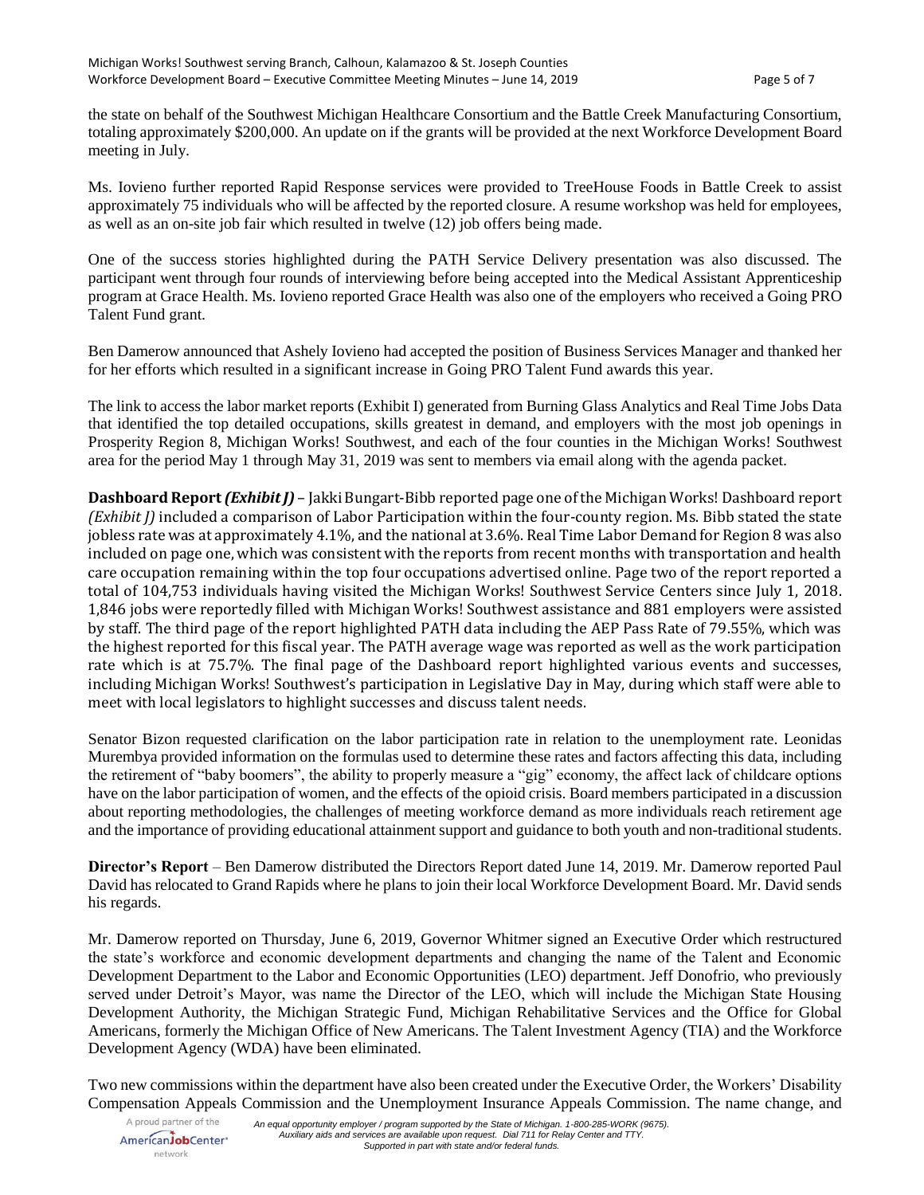the state on behalf of the Southwest Michigan Healthcare Consortium and the Battle Creek Manufacturing Consortium, totaling approximately $200,000. An update on if the grants will be provided at the next Workforce Development Board meeting in July.

Ms. Iovieno further reported Rapid Response services were provided to TreeHouse Foods in Battle Creek to assist approximately 75 individuals who will be affected by the reported closure. A resume workshop was held for employees, as well as an on-site job fair which resulted in twelve (12) job offers being made.

One of the success stories highlighted during the PATH Service Delivery presentation was also discussed. The participant went through four rounds of interviewing before being accepted into the Medical Assistant Apprenticeship program at Grace Health. Ms. Iovieno reported Grace Health was also one of the employers who received a Going PRO Talent Fund grant.

Ben Damerow announced that Ashely Iovieno had accepted the position of Business Services Manager and thanked her for her efforts which resulted in a significant increase in Going PRO Talent Fund awards this year.

The link to access the labor market reports (Exhibit I) generated from Burning Glass Analytics and Real Time Jobs Data that identified the top detailed occupations, skills greatest in demand, and employers with the most job openings in Prosperity Region 8, Michigan Works! Southwest, and each of the four counties in the Michigan Works! Southwest area for the period May 1 through May 31, 2019 was sent to members via email along with the agenda packet.

**Dashboard Report *(Exhibit J)*** – Jakki Bungart-Bibb reported page one of the Michigan Works! Dashboard report *(Exhibit J)* included a comparison of Labor Participation within the four-county region. Ms. Bibb stated the state jobless rate was at approximately 4.1%, and the national at 3.6%. Real Time Labor Demand for Region 8 was also included on page one, which was consistent with the reports from recent months with transportation and health care occupation remaining within the top four occupations advertised online. Page two of the report reported a total of 104,753 individuals having visited the Michigan Works! Southwest Service Centers since July 1, 2018. 1,846 jobs were reportedly filled with Michigan Works! Southwest assistance and 881 employers were assisted by staff. The third page of the report highlighted PATH data including the AEP Pass Rate of 79.55%, which was the highest reported for this fiscal year. The PATH average wage was reported as well as the work participation rate which is at 75.7%. The final page of the Dashboard report highlighted various events and successes, including Michigan Works! Southwest's participation in Legislative Day in May, during which staff were able to meet with local legislators to highlight successes and discuss talent needs.

Senator Bizon requested clarification on the labor participation rate in relation to the unemployment rate. Leonidas Murembya provided information on the formulas used to determine these rates and factors affecting this data, including the retirement of "baby boomers", the ability to properly measure a "gig" economy, the affect lack of childcare options have on the labor participation of women, and the effects of the opioid crisis. Board members participated in a discussion about reporting methodologies, the challenges of meeting workforce demand as more individuals reach retirement age and the importance of providing educational attainment support and guidance to both youth and non-traditional students.

**Director's Report** – Ben Damerow distributed the Directors Report dated June 14, 2019. Mr. Damerow reported Paul David has relocated to Grand Rapids where he plans to join their local Workforce Development Board. Mr. David sends his regards.

Mr. Damerow reported on Thursday, June 6, 2019, Governor Whitmer signed an Executive Order which restructured the state's workforce and economic development departments and changing the name of the Talent and Economic Development Department to the Labor and Economic Opportunities (LEO) department. Jeff Donofrio, who previously served under Detroit's Mayor, was name the Director of the LEO, which will include the Michigan State Housing Development Authority, the Michigan Strategic Fund, Michigan Rehabilitative Services and the Office for Global Americans, formerly the Michigan Office of New Americans. The Talent Investment Agency (TIA) and the Workforce Development Agency (WDA) have been eliminated.

Two new commissions within the department have also been created under the Executive Order, the Workers' Disability Compensation Appeals Commission and the Unemployment Insurance Appeals Commission. The name change, and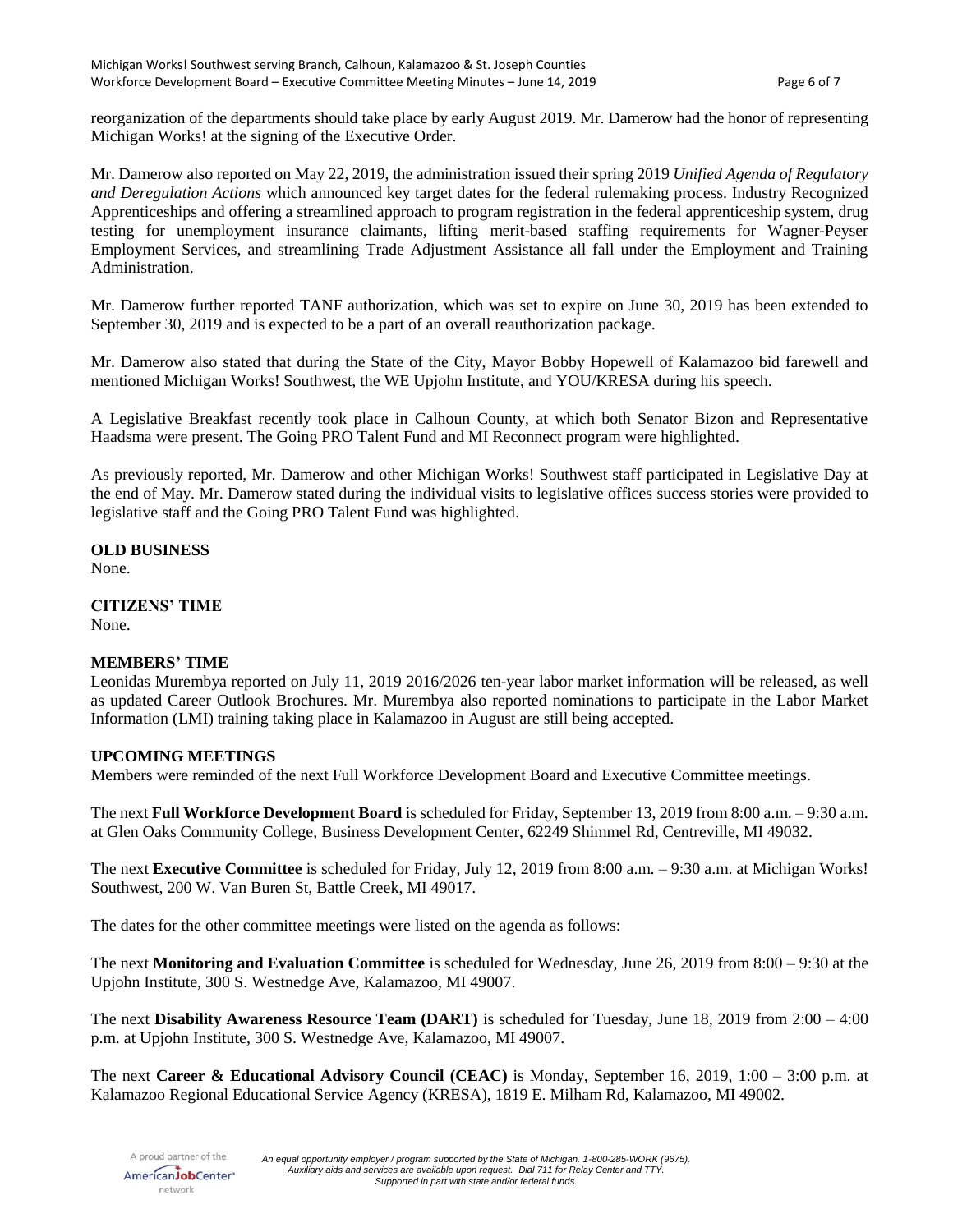reorganization of the departments should take place by early August 2019. Mr. Damerow had the honor of representing Michigan Works! at the signing of the Executive Order.

Mr. Damerow also reported on May 22, 2019, the administration issued their spring 2019 *Unified Agenda of Regulatory and Deregulation Actions* which announced key target dates for the federal rulemaking process. Industry Recognized Apprenticeships and offering a streamlined approach to program registration in the federal apprenticeship system, drug testing for unemployment insurance claimants, lifting merit-based staffing requirements for Wagner-Peyser Employment Services, and streamlining Trade Adjustment Assistance all fall under the Employment and Training Administration.

Mr. Damerow further reported TANF authorization, which was set to expire on June 30, 2019 has been extended to September 30, 2019 and is expected to be a part of an overall reauthorization package.

Mr. Damerow also stated that during the State of the City, Mayor Bobby Hopewell of Kalamazoo bid farewell and mentioned Michigan Works! Southwest, the WE Upjohn Institute, and YOU/KRESA during his speech.

A Legislative Breakfast recently took place in Calhoun County, at which both Senator Bizon and Representative Haadsma were present. The Going PRO Talent Fund and MI Reconnect program were highlighted.

As previously reported, Mr. Damerow and other Michigan Works! Southwest staff participated in Legislative Day at the end of May. Mr. Damerow stated during the individual visits to legislative offices success stories were provided to legislative staff and the Going PRO Talent Fund was highlighted.

**OLD BUSINESS**
None.

**CITIZENS' TIME**
None.

**MEMBERS' TIME**
Leonidas Murembya reported on July 11, 2019 2016/2026 ten-year labor market information will be released, as well as updated Career Outlook Brochures. Mr. Murembya also reported nominations to participate in the Labor Market Information (LMI) training taking place in Kalamazoo in August are still being accepted.

**UPCOMING MEETINGS**
Members were reminded of the next Full Workforce Development Board and Executive Committee meetings.

The next **Full Workforce Development Board** is scheduled for Friday, September 13, 2019 from 8:00 a.m. – 9:30 a.m. at Glen Oaks Community College, Business Development Center, 62249 Shimmel Rd, Centreville, MI 49032.

The next **Executive Committee** is scheduled for Friday, July 12, 2019 from 8:00 a.m. – 9:30 a.m. at Michigan Works! Southwest, 200 W. Van Buren St, Battle Creek, MI 49017.

The dates for the other committee meetings were listed on the agenda as follows:

The next **Monitoring and Evaluation Committee** is scheduled for Wednesday, June 26, 2019 from 8:00 – 9:30 at the Upjohn Institute, 300 S. Westnedge Ave, Kalamazoo, MI 49007.

The next **Disability Awareness Resource Team (DART)** is scheduled for Tuesday, June 18, 2019 from 2:00 – 4:00 p.m. at Upjohn Institute, 300 S. Westnedge Ave, Kalamazoo, MI 49007.

The next **Career & Educational Advisory Council (CEAC)** is Monday, September 16, 2019, 1:00 – 3:00 p.m. at Kalamazoo Regional Educational Service Agency (KRESA), 1819 E. Milham Rd, Kalamazoo, MI 49002.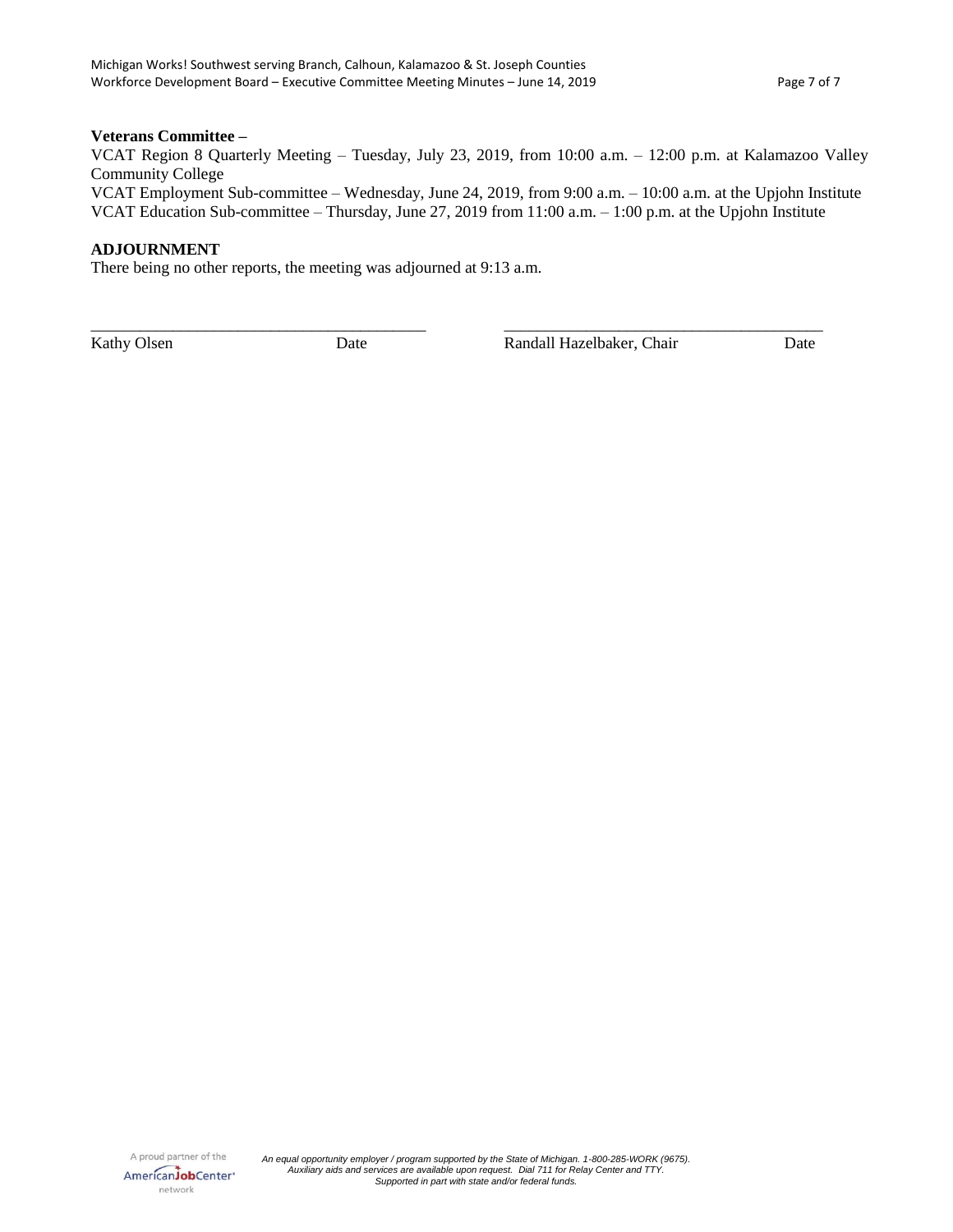**Veterans Committee –**

VCAT Region 8 Quarterly Meeting – Tuesday, July 23, 2019, from 10:00 a.m. – 12:00 p.m. at Kalamazoo Valley Community College

VCAT Employment Sub-committee – Wednesday, June 24, 2019, from 9:00 a.m. – 10:00 a.m. at the Upjohn Institute

VCAT Education Sub-committee – Thursday, June 27, 2019 from 11:00 a.m. – 1:00 p.m. at the Upjohn Institute

**ADJOURNMENT**

There being no other reports, the meeting was adjourned at 9:13 a.m.

\_\_\_\_\_\_\_\_\_\_\_\_\_\_\_\_\_\_\_\_\_\_\_\_\_\_\_\_\_\_\_\_\_\_\_\_\_\_\_\_\_\_ \_\_\_\_\_\_\_\_\_\_\_\_\_\_\_\_\_\_\_\_\_\_\_\_\_\_\_\_\_\_\_\_\_\_\_\_\_\_\_\_\_\_

Kathy Olsen Date Randall Hazelbaker, Chair Date

A proud partner of the AmericanJobCenter network

*An equal opportunity employer / program supported by the State of Michigan. 1-800-285-WORK (9675). Auxiliary aids and services are available upon request. Dial 711 for Relay Center and TTY. Supported in part with state and/or federal funds.*